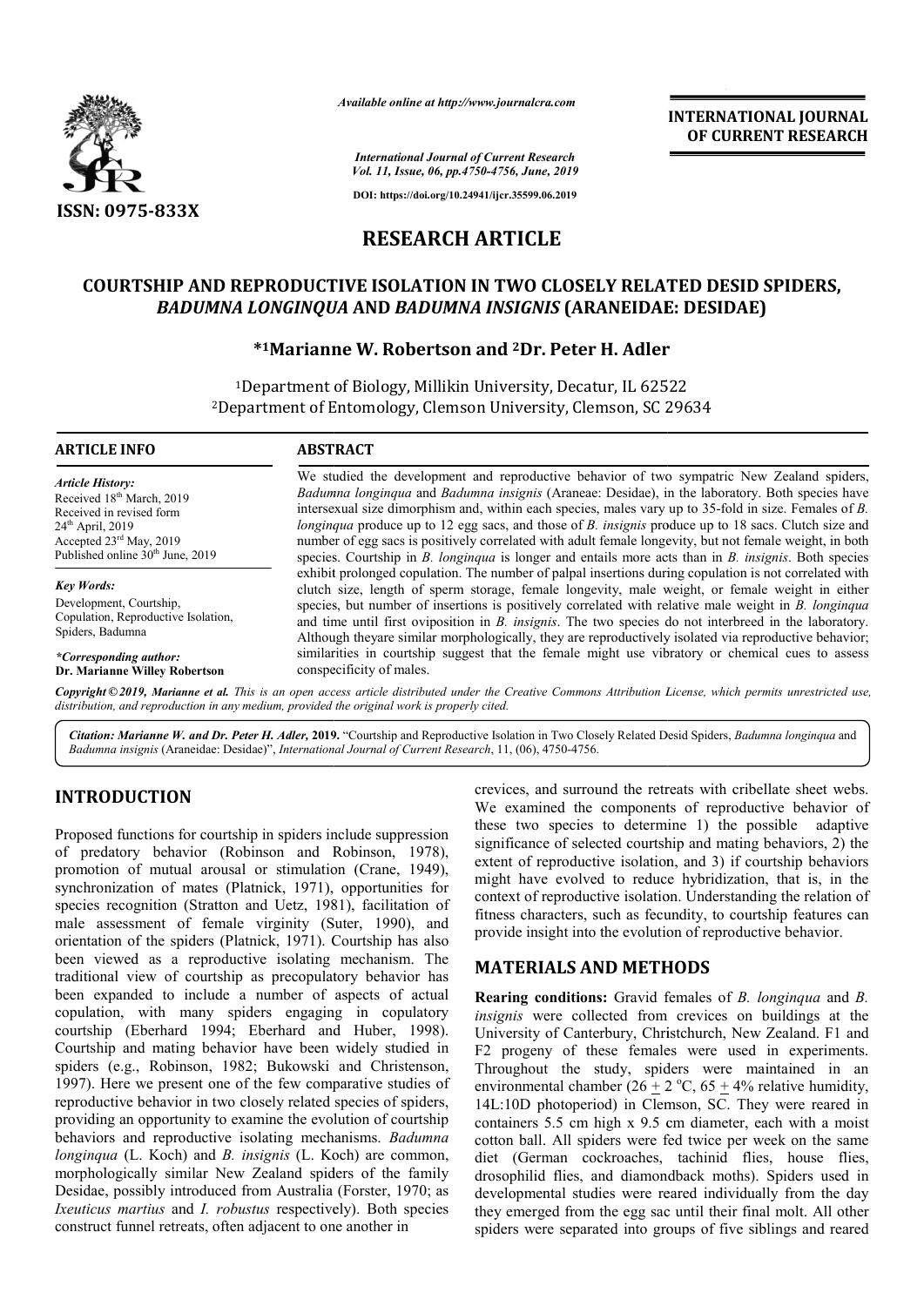ISSN: 0975-833X

*Available online at http://www.journalcra.com*

*International Journal of Current Research*
*Vol. 11, Issue, 06, pp.4750-4756, June, 2019*

**DOI: https://doi.org/10.24941/ijcr.35599.06.2019**

**INTERNATIONAL JOURNAL OF CURRENT RESEARCH**

# RESEARCH ARTICLE

# COURTSHIP AND REPRODUCTIVE ISOLATION IN TWO CLOSELY RELATED DESID SPIDERS, *BADUMNA LONGINQUA* AND *BADUMNA INSIGNIS* (ARANEIDAE: DESIDAE)

**\*[1]Marianne W. Robertson and [2]Dr. Peter H. Adler**

[1]Department of Biology, Millikin University, Decatur, IL 62522
[2]Department of Entomology, Clemson University, Clemson, SC 29634

## ARTICLE INFO

*Article History:*
Received 18th March, 2019
Received in revised form 24th April, 2019
Accepted 23rd May, 2019
Published online 30th June, 2019

*Key Words:*
Development, Courtship, Copulation, Reproductive Isolation, Spiders, Badumna

*\*Corresponding author:*
**Dr. Marianne Willey Robertson**

## ABSTRACT

We studied the development and reproductive behavior of two sympatric New Zealand spiders, *Badumna longinqua* and *Badumna insignis* (Araneae: Desidae), in the laboratory. Both species have intersexual size dimorphism and, within each species, males vary up to 35-fold in size. Females of *B. longinqua* produce up to 12 egg sacs, and those of *B. insignis* produce up to 18 sacs. Clutch size and number of egg sacs is positively correlated with adult female longevity, but not female weight, in both species. Courtship in *B. longinqua* is longer and entails more acts than in *B. insignis*. Both species exhibit prolonged copulation. The number of palpal insertions during copulation is not correlated with clutch size, length of sperm storage, female longevity, male weight, or female weight in either species, but number of insertions is positively correlated with relative male weight in *B. longinqua* and time until first oviposition in *B. insignis*. The two species do not interbreed in the laboratory. Although theyare similar morphologically, they are reproductively isolated via reproductive behavior; similarities in courtship suggest that the female might use vibratory or chemical cues to assess conspecificity of males.

*Copyright © 2019, Marianne et al. This is an open access article distributed under the Creative Commons Attribution License, which permits unrestricted use, distribution, and reproduction in any medium, provided the original work is properly cited.*

**Citation: Marianne W. and Dr. Peter H. Adler, 2019.** "Courtship and Reproductive Isolation in Two Closely Related Desid Spiders, *Badumna longinqua* and *Badumna insignis* (Araneidae: Desidae)", *International Journal of Current Research*, 11, (06), 4750-4756.

## INTRODUCTION

Proposed functions for courtship in spiders include suppression of predatory behavior (Robinson and Robinson, 1978), promotion of mutual arousal or stimulation (Crane, 1949), synchronization of mates (Platnick, 1971), opportunities for species recognition (Stratton and Uetz, 1981), facilitation of male assessment of female virginity (Suter, 1990), and orientation of the spiders (Platnick, 1971). Courtship has also been viewed as a reproductive isolating mechanism. The traditional view of courtship as precopulatory behavior has been expanded to include a number of aspects of actual copulation, with many spiders engaging in copulatory courtship (Eberhard 1994; Eberhard and Huber, 1998). Courtship and mating behavior have been widely studied in spiders (e.g., Robinson, 1982; Bukowski and Christenson, 1997). Here we present one of the few comparative studies of reproductive behavior in two closely related species of spiders, providing an opportunity to examine the evolution of courtship behaviors and reproductive isolating mechanisms. *Badumna longinqua* (L. Koch) and *B. insignis* (L. Koch) are common, morphologically similar New Zealand spiders of the family Desidae, possibly introduced from Australia (Forster, 1970; as *Ixeuticus martius* and *I. robustus* respectively). Both species construct funnel retreats, often adjacent to one another in crevices, and surround the retreats with cribellate sheet webs. We examined the components of reproductive behavior of these two species to determine 1) the possible adaptive significance of selected courtship and mating behaviors, 2) the extent of reproductive isolation, and 3) if courtship behaviors might have evolved to reduce hybridization, that is, in the context of reproductive isolation. Understanding the relation of fitness characters, such as fecundity, to courtship features can provide insight into the evolution of reproductive behavior.

## MATERIALS AND METHODS

**Rearing conditions:** Gravid females of *B. longinqua* and *B. insignis* were collected from crevices on buildings at the University of Canterbury, Christchurch, New Zealand. F1 and F2 progeny of these females were used in experiments. Throughout the study, spiders were maintained in an environmental chamber (26 $\pm$ 2 °C, 65 $\pm$ 4% relative humidity, 14L:10D photoperiod) in Clemson, SC. They were reared in containers 5.5 cm high x 9.5 cm diameter, each with a moist cotton ball. All spiders were fed twice per week on the same diet (German cockroaches, tachinid flies, house flies, drosophilid flies, and diamondback moths). Spiders used in developmental studies were reared individually from the day they emerged from the egg sac until their final molt. All other spiders were separated into groups of five siblings and reared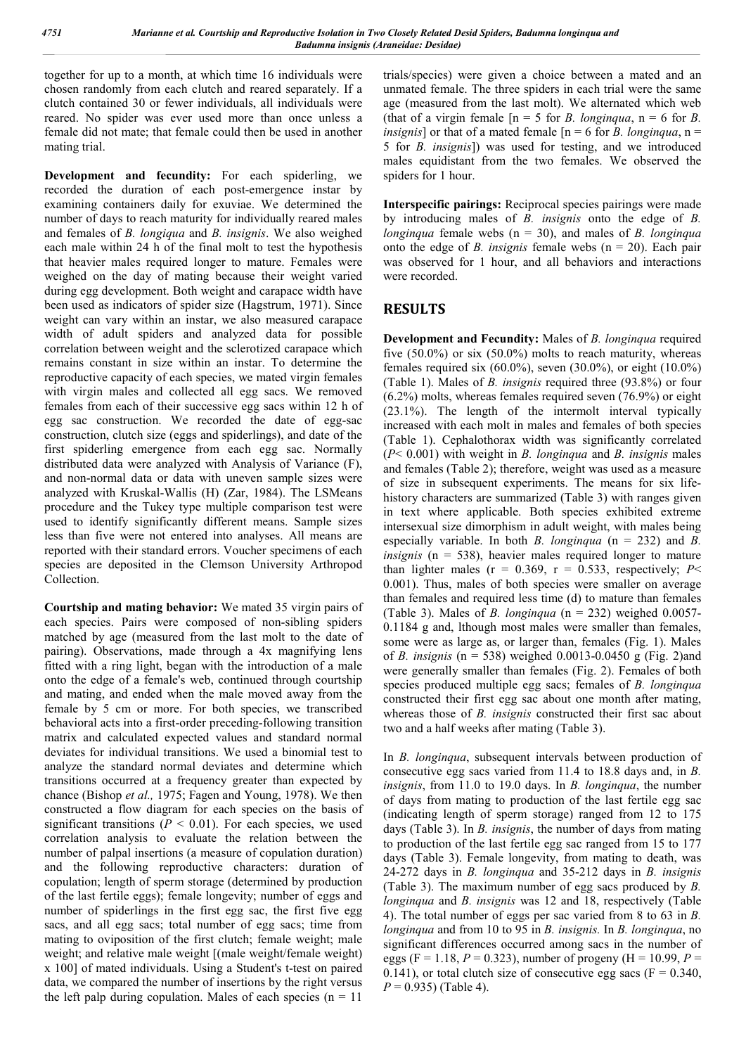together for up to a month, at which time 16 individuals were chosen randomly from each clutch and reared separately. If a clutch contained 30 or fewer individuals, all individuals were reared. No spider was ever used more than once unless a female did not mate; that female could then be used in another mating trial.

**Development and fecundity:** For each spiderling, we recorded the duration of each post-emergence instar by examining containers daily for exuviae. We determined the number of days to reach maturity for individually reared males and females of *B. longiqua* and *B. insignis*. We also weighed each male within 24 h of the final molt to test the hypothesis that heavier males required longer to mature. Females were weighed on the day of mating because their weight varied during egg development. Both weight and carapace width have been used as indicators of spider size (Hagstrum, 1971). Since weight can vary within an instar, we also measured carapace width of adult spiders and analyzed data for possible correlation between weight and the sclerotized carapace which remains constant in size within an instar. To determine the reproductive capacity of each species, we mated virgin females with virgin males and collected all egg sacs. We removed females from each of their successive egg sacs within 12 h of egg sac construction. We recorded the date of egg-sac construction, clutch size (eggs and spiderlings), and date of the first spiderling emergence from each egg sac. Normally distributed data were analyzed with Analysis of Variance (F), and non-normal data or data with uneven sample sizes were analyzed with Kruskal-Wallis (H) (Zar, 1984). The LSMeans procedure and the Tukey type multiple comparison test were used to identify significantly different means. Sample sizes less than five were not entered into analyses. All means are reported with their standard errors. Voucher specimens of each species are deposited in the Clemson University Arthropod Collection.

**Courtship and mating behavior:** We mated 35 virgin pairs of each species. Pairs were composed of non-sibling spiders matched by age (measured from the last molt to the date of pairing). Observations, made through a 4x magnifying lens fitted with a ring light, began with the introduction of a male onto the edge of a female's web, continued through courtship and mating, and ended when the male moved away from the female by 5 cm or more. For both species, we transcribed behavioral acts into a first-order preceding-following transition matrix and calculated expected values and standard normal deviates for individual transitions. We used a binomial test to analyze the standard normal deviates and determine which transitions occurred at a frequency greater than expected by chance (Bishop *et al.,* 1975; Fagen and Young, 1978). We then constructed a flow diagram for each species on the basis of significant transitions ($P$ < 0.01). For each species, we used correlation analysis to evaluate the relation between the number of palpal insertions (a measure of copulation duration) and the following reproductive characters: duration of copulation; length of sperm storage (determined by production of the last fertile eggs); female longevity; number of eggs and number of spiderlings in the first egg sac, the first five egg sacs, and all egg sacs; total number of egg sacs; time from mating to oviposition of the first clutch; female weight; male weight; and relative male weight [(male weight/female weight) x 100] of mated individuals. Using a Student's t-test on paired data, we compared the number of insertions by the right versus the left palp during copulation. Males of each species (n = 11 trials/species) were given a choice between a mated and an unmated female. The three spiders in each trial were the same age (measured from the last molt). We alternated which web (that of a virgin female [n = 5 for *B. longinqua*, n = 6 for *B. insignis*] or that of a mated female [n = 6 for *B. longinqua*, n = 5 for *B. insignis*]) was used for testing, and we introduced males equidistant from the two females. We observed the spiders for 1 hour.

**Interspecific pairings:** Reciprocal species pairings were made by introducing males of *B. insignis* onto the edge of *B. longinqua* female webs (n = 30), and males of *B. longinqua* onto the edge of *B. insignis* female webs (n = 20). Each pair was observed for 1 hour, and all behaviors and interactions were recorded.

## RESULTS

**Development and Fecundity:** Males of *B. longinqua* required five (50.0%) or six (50.0%) molts to reach maturity, whereas females required six (60.0%), seven (30.0%), or eight (10.0%) (Table 1). Males of *B. insignis* required three (93.8%) or four (6.2%) molts, whereas females required seven (76.9%) or eight (23.1%). The length of the intermolt interval typically increased with each molt in males and females of both species (Table 1). Cephalothorax width was significantly correlated ($P$< 0.001) with weight in *B. longinqua* and *B. insignis* males and females (Table 2); therefore, weight was used as a measure of size in subsequent experiments. The means for six life-history characters are summarized (Table 3) with ranges given in text where applicable. Both species exhibited extreme intersexual size dimorphism in adult weight, with males being especially variable. In both *B. longinqua* (n = 232) and *B. insignis* (n = 538), heavier males required longer to mature than lighter males (r = 0.369, r = 0.533, respectively; $P$< 0.001). Thus, males of both species were smaller on average than females and required less time (d) to mature than females (Table 3). Males of *B. longinqua* (n = 232) weighed 0.0057-0.1184 g and, lthough most males were smaller than females, some were as large as, or larger than, females (Fig. 1). Males of *B. insignis* (n = 538) weighed 0.0013-0.0450 g (Fig. 2)and were generally smaller than females (Fig. 2). Females of both species produced multiple egg sacs; females of *B. longinqua* constructed their first egg sac about one month after mating, whereas those of *B. insignis* constructed their first sac about two and a half weeks after mating (Table 3).

In *B. longinqua*, subsequent intervals between production of consecutive egg sacs varied from 11.4 to 18.8 days and, in *B. insignis*, from 11.0 to 19.0 days. In *B. longinqua*, the number of days from mating to production of the last fertile egg sac (indicating length of sperm storage) ranged from 12 to 175 days (Table 3). In *B. insignis*, the number of days from mating to production of the last fertile egg sac ranged from 15 to 177 days (Table 3). Female longevity, from mating to death, was 24-272 days in *B. longinqua* and 35-212 days in *B. insignis* (Table 3). The maximum number of egg sacs produced by *B. longinqua* and *B. insignis* was 12 and 18, respectively (Table 4). The total number of eggs per sac varied from 8 to 63 in *B. longinqua* and from 10 to 95 in *B. insignis.* In *B. longinqua*, no significant differences occurred among sacs in the number of eggs (F = 1.18, $P$ = 0.323), number of progeny (H = 10.99, $P$ = 0.141), or total clutch size of consecutive egg sacs (F = 0.340, $P$ = 0.935) (Table 4).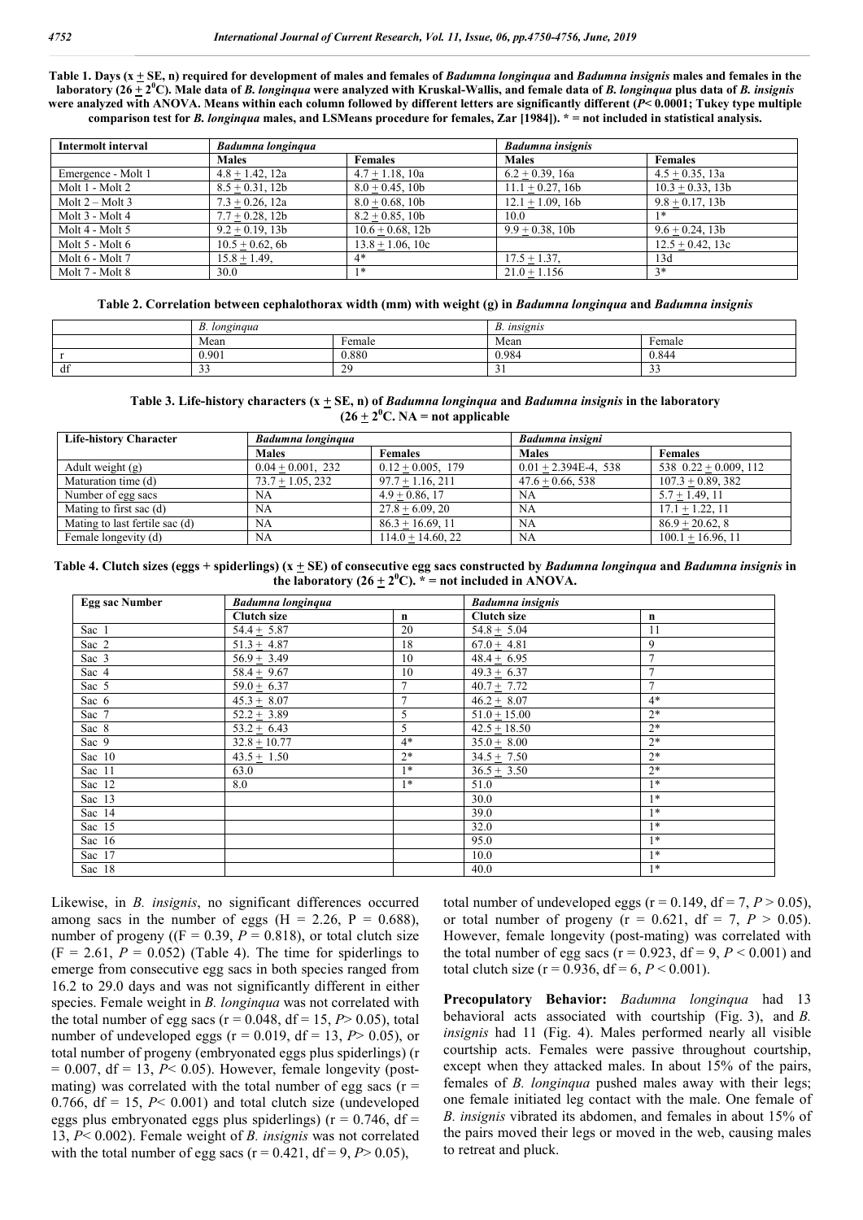**Table 1. Days (x $\pm$ SE, n) required for development of males and females of *Badumna longinqua* and *Badumna insignis* males and females in the laboratory (26 $\pm$ 2$^0$C). Male data of *B. longinqua* were analyzed with Kruskal-Wallis, and female data of *B. longinqua* plus data of *B. insignis* were analyzed with ANOVA. Means within each column followed by different letters are significantly different (*P*< 0.0001; Tukey type multiple comparison test for *B. longinqua* males, and LSMeans procedure for females, Zar [1984]). * = not included in statistical analysis.**

| Intermolt interval | *Badumna longinqua* | | *Badumna insignis* | |
|---|---|---|---|---|
| | **Males** | **Females** | **Males** | **Females** |
| Emergence - Molt 1 | 4.8 $\pm$ 1.42, 12a | 4.7 $\pm$ 1.18, 10a | 6.2 $\pm$ 0.39, 16a | 4.5 $\pm$ 0.35, 13a |
| Molt 1 - Molt 2 | 8.5 $\pm$ 0.31, 12b | 8.0 $\pm$ 0.45, 10b | 11.1 $\pm$ 0.27, 16b | 10.3 $\pm$ 0.33, 13b |
| Molt 2 – Molt 3 | 7.3 $\pm$ 0.26, 12a | 8.0 $\pm$ 0.68, 10b | 12.1 $\pm$ 1.09, 16b | 9.8 $\pm$ 0.17, 13b |
| Molt 3 - Molt 4 | 7.7 $\pm$ 0.28, 12b | 8.2 $\pm$ 0.85, 10b | 10.0 | 1* |
| Molt 4 - Molt 5 | 9.2 $\pm$ 0.19, 13b | 10.6 $\pm$ 0.68, 12b | 9.9 $\pm$ 0.38, 10b | 9.6 $\pm$ 0.24, 13b |
| Molt 5 - Molt 6 | 10.5 $\pm$ 0.62, 6b | 13.8 $\pm$ 1.06, 10c | | 12.5 $\pm$ 0.42, 13c |
| Molt 6 - Molt 7 | 15.8 $\pm$ 1.49, | 4* | 17.5 $\pm$ 1.37, | 13d |
| Molt 7 - Molt 8 | 30.0 | 1* | 21.0 $\pm$ 1.156 | 3* |

**Table 2. Correlation between cephalothorax width (mm) with weight (g) in *Badumna longinqua* and *Badumna insignis***

| | *B. longinqua* | | *B. insignis* | |
|---|---|---|---|---|
| | Mean | Female | Mean | Female |
| r | 0.901 | 0.880 | 0.984 | 0.844 |
| df | 33 | 29 | 31 | 33 |

**Table 3. Life-history characters (x $\pm$ SE, n) of *Badumna longinqua* and *Badumna insignis* in the laboratory (26 $\pm$ 2$^0$C. NA = not applicable**

| Life-history Character | *Badumna longinqua* | | *Badumna insigni* | |
|---|---|---|---|---|
| | **Males** | **Females** | **Males** | **Females** |
| Adult weight (g) | 0.04 $\pm$ 0.001, 232 | 0.12 $\pm$ 0.005, 179 | 0.01 $\pm$ 2.394E-4, 538 | 538 0.22 $\pm$ 0.009, 112 |
| Maturation time (d) | 73.7 $\pm$ 1.05, 232 | 97.7 $\pm$ 1.16, 211 | 47.6 $\pm$ 0.66, 538 | 107.3 $\pm$ 0.89, 382 |
| Number of egg sacs | NA | 4.9 $\pm$ 0.86, 17 | NA | 5.7 $\pm$ 1.49, 11 |
| Mating to first sac (d) | NA | 27.8 $\pm$ 6.09, 20 | NA | 17.1 $\pm$ 1.22, 11 |
| Mating to last fertile sac (d) | NA | 86.3 $\pm$ 16.69, 11 | NA | 86.9 $\pm$ 20.62, 8 |
| Female longevity (d) | NA | 114.0 $\pm$ 14.60, 22 | NA | 100.1 $\pm$ 16.96, 11 |

**Table 4. Clutch sizes (eggs + spiderlings) (x $\pm$ SE) of consecutive egg sacs constructed by *Badumna longinqua* and *Badumna insignis* in the laboratory (26 $\pm$ 2$^0$C). * = not included in ANOVA.**

| Egg sac Number | *Badumna longinqua* | | *Badumna insignis* | |
|---|---|---|---|---|
| | **Clutch size** | **n** | **Clutch size** | **n** |
| Sac 1 | 54.4 $\pm$ 5.87 | 20 | 54.8 $\pm$ 5.04 | 11 |
| Sac 2 | 51.3 $\pm$ 4.87 | 18 | 67.0 $\pm$ 4.81 | 9 |
| Sac 3 | 56.9 $\pm$ 3.49 | 10 | 48.4 $\pm$ 6.95 | 7 |
| Sac 4 | 58.4 $\pm$ 9.67 | 10 | 49.3 $\pm$ 6.37 | 7 |
| Sac 5 | 59.0 $\pm$ 6.37 | 7 | 40.7 $\pm$ 7.72 | 7 |
| Sac 6 | 45.3 $\pm$ 8.07 | 7 | 46.2 $\pm$ 8.07 | 4* |
| Sac 7 | 52.2 $\pm$ 3.89 | 5 | 51.0 $\pm$ 15.00 | 2* |
| Sac 8 | 53.2 $\pm$ 6.43 | 5 | 42.5 $\pm$ 18.50 | 2* |
| Sac 9 | 32.8 $\pm$ 10.77 | 4* | 35.0 $\pm$ 8.00 | 2* |
| Sac 10 | 43.5 $\pm$ 1.50 | 2* | 34.5 $\pm$ 7.50 | 2* |
| Sac 11 | 63.0 | 1* | 36.5 $\pm$ 3.50 | 2* |
| Sac 12 | 8.0 | 1* | 51.0 | 1* |
| Sac 13 | | | 30.0 | 1* |
| Sac 14 | | | 39.0 | 1* |
| Sac 15 | | | 32.0 | 1* |
| Sac 16 | | | 95.0 | 1* |
| Sac 17 | | | 10.0 | 1* |
| Sac 18 | | | 40.0 | 1* |

Likewise, in *B. insignis*, no significant differences occurred among sacs in the number of eggs (H = 2.26, P = 0.688), number of progeny ((F = 0.39, *P* = 0.818), or total clutch size (F = 2.61, *P* = 0.052) (Table 4). The time for spiderlings to emerge from consecutive egg sacs in both species ranged from 16.2 to 29.0 days and was not significantly different in either species. Female weight in *B. longinqua* was not correlated with the total number of egg sacs (r = 0.048, df = 15, *P*> 0.05), total number of undeveloped eggs (r = 0.019, df = 13, *P*> 0.05), or total number of progeny (embryonated eggs plus spiderlings) (r = 0.007, df = 13, *P*< 0.05). However, female longevity (post-mating) was correlated with the total number of egg sacs (r = 0.766, df = 15, *P*< 0.001) and total clutch size (undeveloped eggs plus embryonated eggs plus spiderlings) (r = 0.746, df = 13, *P*< 0.002). Female weight of *B. insignis* was not correlated with the total number of egg sacs (r = 0.421, df = 9, *P*> 0.05), total number of undeveloped eggs (r = 0.149, df = 7, *P* > 0.05), or total number of progeny (r = 0.621, df = 7, *P* > 0.05). However, female longevity (post-mating) was correlated with the total number of egg sacs (r = 0.923, df = 9, *P* < 0.001) and total clutch size (r = 0.936, df = 6, *P* < 0.001).

**Precopulatory Behavior:** *Badumna longinqua* had 13 behavioral acts associated with courtship (Fig. 3), and *B. insignis* had 11 (Fig. 4). Males performed nearly all visible courtship acts. Females were passive throughout courtship, except when they attacked males. In about 15% of the pairs, females of *B. longinqua* pushed males away with their legs; one female initiated leg contact with the male. One female of *B. insignis* vibrated its abdomen, and females in about 15% of the pairs moved their legs or moved in the web, causing males to retreat and pluck.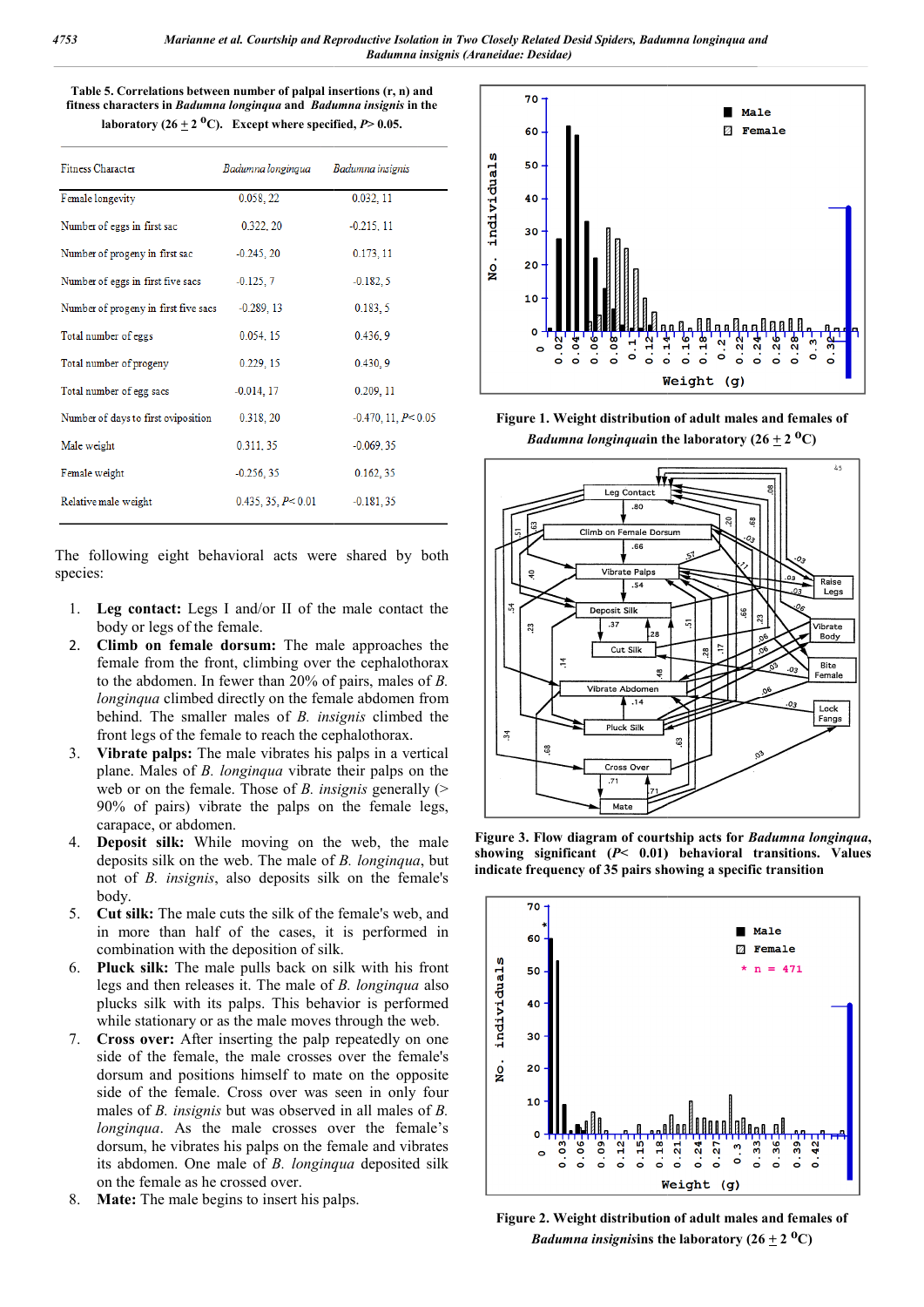**Table 5. Correlations between number of palpal insertions (r, n) and fitness characters in *Badumna longinqua* and *Badumna insignis* in the laboratory (26 + 2 °C). Except where specified, *P*> 0.05.**

| Fitness Character | *Badumna longinqua* | *Badumna insignis* |
|---|---|---|
| Female longevity | 0.058, 22 | 0.032, 11 |
| Number of eggs in first sac | 0.322, 20 | -0.215, 11 |
| Number of progeny in first sac | -0.245, 20 | 0.173, 11 |
| Number of eggs in first five sacs | -0.125, 7 | -0.182, 5 |
| Number of progeny in first five sacs | -0.289, 13 | 0.183, 5 |
| Total number of eggs | 0.054, 15 | 0.436, 9 |
| Total number of progeny | 0.229, 15 | 0.430, 9 |
| Total number of egg sacs | -0.014, 17 | 0.209, 11 |
| Number of days to first oviposition | 0.318, 20 | -0.470, 11, *P*< 0.05 |
| Male weight | 0.311, 35 | -0.069, 35 |
| Female weight | -0.256, 35 | 0.162, 35 |
| Relative male weight | 0.435, 35, *P*< 0.01 | -0.181, 35 |

The following eight behavioral acts were shared by both species:

1. **Leg contact:** Legs I and/or II of the male contact the body or legs of the female.
2. **Climb on female dorsum:** The male approaches the female from the front, climbing over the cephalothorax to the abdomen. In fewer than 20% of pairs, males of *B. longinqua* climbed directly on the female abdomen from behind. The smaller males of *B. insignis* climbed the front legs of the female to reach the cephalothorax.
3. **Vibrate palps:** The male vibrates his palps in a vertical plane. Males of *B. longinqua* vibrate their palps on the web or on the female. Those of *B. insignis* generally (> 90% of pairs) vibrate the palps on the female legs, carapace, or abdomen.
4. **Deposit silk:** While moving on the web, the male deposits silk on the web. The male of *B. longinqua*, but not of *B. insignis*, also deposits silk on the female's body.
5. **Cut silk:** The male cuts the silk of the female's web, and in more than half of the cases, it is performed in combination with the deposition of silk.
6. **Pluck silk:** The male pulls back on silk with his front legs and then releases it. The male of *B. longinqua* also plucks silk with its palps. This behavior is performed while stationary or as the male moves through the web.
7. **Cross over:** After inserting the palp repeatedly on one side of the female, the male crosses over the female's dorsum and positions himself to mate on the opposite side of the female. Cross over was seen in only four males of *B. insignis* but was observed in all males of *B. longinqua*. As the male crosses over the female's dorsum, he vibrates his palps on the female and vibrates its abdomen. One male of *B. longinqua* deposited silk on the female as he crossed over.
8. **Mate:** The male begins to insert his palps.

**Figure 1. Weight distribution of adult males and females of *Badumna longinqua* in the laboratory (26 + 2 °C)**

**Figure 3. Flow diagram of courtship acts for *Badumna longinqua*, showing significant (*P*< 0.01) behavioral transitions. Values indicate frequency of 35 pairs showing a specific transition**

**Figure 2. Weight distribution of adult males and females of *Badumna insignis* in the laboratory (26 + 2 °C)**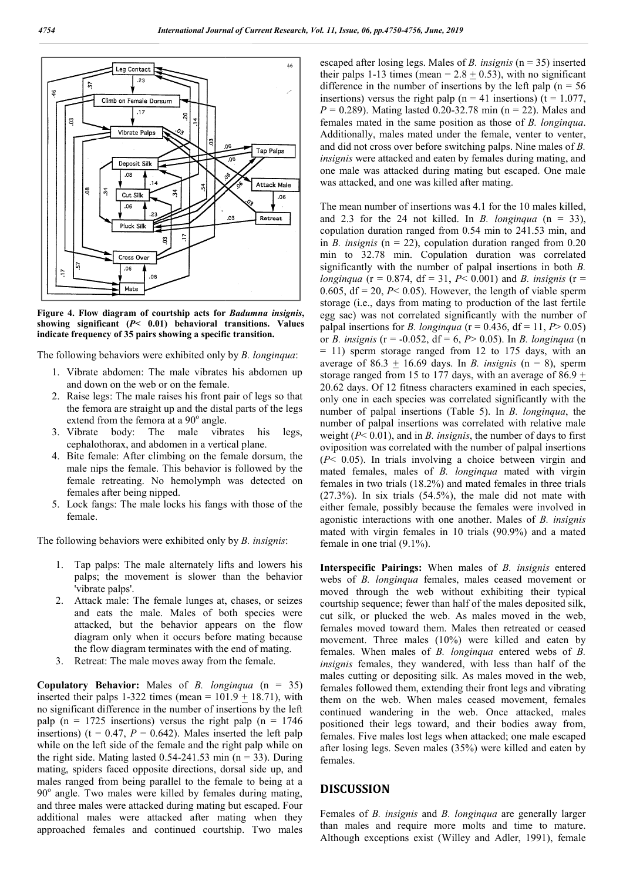Figure 4. Flow diagram of courtship acts for *Badumna insignis*, showing significant ($P < 0.01$) behavioral transitions. Values indicate frequency of 35 pairs showing a specific transition.

The following behaviors were exhibited only by *B. longinqua*:

1. Vibrate abdomen: The male vibrates his abdomen up and down on the web or on the female.
2. Raise legs: The male raises his front pair of legs so that the femora are straight up and the distal parts of the legs extend from the femora at a 90° angle.
3. Vibrate body: The male vibrates his legs, cephalothorax, and abdomen in a vertical plane.
4. Bite female: After climbing on the female dorsum, the male nips the female. This behavior is followed by the female retreating. No hemolymph was detected on females after being nipped.
5. Lock fangs: The male locks his fangs with those of the female.

The following behaviors were exhibited only by *B. insignis*:

1. Tap palps: The male alternately lifts and lowers his palps; the movement is slower than the behavior 'vibrate palps'.
2. Attack male: The female lunges at, chases, or seizes and eats the male. Males of both species were attacked, but the behavior appears on the flow diagram only when it occurs before mating because the flow diagram terminates with the end of mating.
3. Retreat: The male moves away from the female.

**Copulatory Behavior:** Males of *B. longinqua* (n = 35) inserted their palps 1-322 times (mean = 101.9 ± 18.71), with no significant difference in the number of insertions by the left palp (n = 1725 insertions) versus the right palp (n = 1746 insertions) ($t = 0.47$, $P = 0.642$). Males inserted the left palp while on the left side of the female and the right palp while on the right side. Mating lasted 0.54-241.53 min (n = 33). During mating, spiders faced opposite directions, dorsal side up, and males ranged from being parallel to the female to being at a 90° angle. Two males were killed by females during mating, and three males were attacked during mating but escaped. Four additional males were attacked after mating when they approached females and continued courtship. Two males escaped after losing legs. Males of *B. insignis* (n = 35) inserted their palps 1-13 times (mean = 2.8 ± 0.53), with no significant difference in the number of insertions by the left palp (n = 56 insertions) versus the right palp (n = 41 insertions) ($t = 1.077$, $P = 0.289$). Mating lasted 0.20-32.78 min (n = 22). Males and females mated in the same position as those of *B. longinqua*. Additionally, males mated under the female, venter to venter, and did not cross over before switching palps. Nine males of *B. insignis* were attacked and eaten by females during mating, and one male was attacked during mating but escaped. One male was attacked, and one was killed after mating.

The mean number of insertions was 4.1 for the 10 males killed, and 2.3 for the 24 not killed. In *B. longinqua* (n = 33), copulation duration ranged from 0.54 min to 241.53 min, and in *B. insignis* (n = 22), copulation duration ranged from 0.20 min to 32.78 min. Copulation duration was correlated significantly with the number of palpal insertions in both *B. longinqua* ($r = 0.874$, df = 31, $P < 0.001$) and *B. insignis* ($r = 0.605$, df = 20, $P < 0.05$). However, the length of viable sperm storage (i.e., days from mating to production of the last fertile egg sac) was not correlated significantly with the number of palpal insertions for *B. longinqua* ($r = 0.436$, df = 11, $P > 0.05$) or *B. insignis* ($r = -0.052$, df = 6, $P > 0.05$). In *B. longinqua* (n = 11) sperm storage ranged from 12 to 175 days, with an average of 86.3 ± 16.69 days. In *B. insignis* (n = 8), sperm storage ranged from 15 to 177 days, with an average of 86.9 ± 20.62 days. Of 12 fitness characters examined in each species, only one in each species was correlated significantly with the number of palpal insertions (Table 5). In *B. longinqua*, the number of palpal insertions was correlated with relative male weight ($P < 0.01$), and in *B. insignis*, the number of days to first oviposition was correlated with the number of palpal insertions ($P < 0.05$). In trials involving a choice between virgin and mated females, males of *B. longinqua* mated with virgin females in two trials (18.2%) and mated females in three trials (27.3%). In six trials (54.5%), the male did not mate with either female, possibly because the females were involved in agonistic interactions with one another. Males of *B. insignis* mated with virgin females in 10 trials (90.9%) and a mated female in one trial (9.1%).

**Interspecific Pairings:** When males of *B. insignis* entered webs of *B. longinqua* females, males ceased movement or moved through the web without exhibiting their typical courtship sequence; fewer than half of the males deposited silk, cut silk, or plucked the web. As males moved in the web, females moved toward them. Males then retreated or ceased movement. Three males (10%) were killed and eaten by females. When males of *B. longinqua* entered webs of *B. insignis* females, they wandered, with less than half of the males cutting or depositing silk. As males moved in the web, females followed them, extending their front legs and vibrating them on the web. When males ceased movement, females continued wandering in the web. Once attacked, males positioned their legs toward, and their bodies away from, females. Five males lost legs when attacked; one male escaped after losing legs. Seven males (35%) were killed and eaten by females.

## DISCUSSION

Females of *B. insignis* and *B. longinqua* are generally larger than males and require more molts and time to mature. Although exceptions exist (Willey and Adler, 1991), female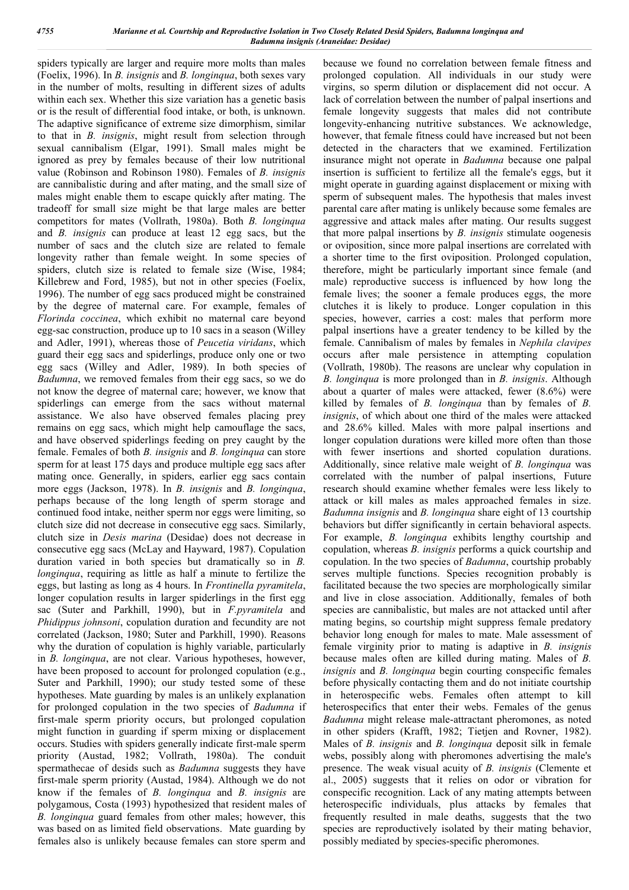spiders typically are larger and require more molts than males (Foelix, 1996). In *B. insignis* and *B. longinqua*, both sexes vary in the number of molts, resulting in different sizes of adults within each sex. Whether this size variation has a genetic basis or is the result of differential food intake, or both, is unknown. The adaptive significance of extreme size dimorphism, similar to that in *B. insignis*, might result from selection through sexual cannibalism (Elgar, 1991). Small males might be ignored as prey by females because of their low nutritional value (Robinson and Robinson 1980). Females of *B. insignis* are cannibalistic during and after mating, and the small size of males might enable them to escape quickly after mating. The tradeoff for small size might be that large males are better competitors for mates (Vollrath, 1980a). Both *B. longinqua* and *B. insignis* can produce at least 12 egg sacs, but the number of sacs and the clutch size are related to female longevity rather than female weight. In some species of spiders, clutch size is related to female size (Wise, 1984; Killebrew and Ford, 1985), but not in other species (Foelix, 1996). The number of egg sacs produced might be constrained by the degree of maternal care. For example, females of *Florinda coccinea*, which exhibit no maternal care beyond egg-sac construction, produce up to 10 sacs in a season (Willey and Adler, 1991), whereas those of *Peucetia viridans*, which guard their egg sacs and spiderlings, produce only one or two egg sacs (Willey and Adler, 1989). In both species of *Badumna*, we removed females from their egg sacs, so we do not know the degree of maternal care; however, we know that spiderlings can emerge from the sacs without maternal assistance. We also have observed females placing prey remains on egg sacs, which might help camouflage the sacs, and have observed spiderlings feeding on prey caught by the female. Females of both *B. insignis* and *B. longinqua* can store sperm for at least 175 days and produce multiple egg sacs after mating once. Generally, in spiders, earlier egg sacs contain more eggs (Jackson, 1978). In *B. insignis* and *B. longinqua*, perhaps because of the long length of sperm storage and continued food intake, neither sperm nor eggs were limiting, so clutch size did not decrease in consecutive egg sacs. Similarly, clutch size in *Desis marina* (Desidae) does not decrease in consecutive egg sacs (McLay and Hayward, 1987). Copulation duration varied in both species but dramatically so in *B. longinqua*, requiring as little as half a minute to fertilize the eggs, but lasting as long as 4 hours. In *Frontinella pyramitela*, longer copulation results in larger spiderlings in the first egg sac (Suter and Parkhill, 1990), but in *F.pyramitela* and *Phidippus johnsoni*, copulation duration and fecundity are not correlated (Jackson, 1980; Suter and Parkhill, 1990). Reasons why the duration of copulation is highly variable, particularly in *B. longinqua*, are not clear. Various hypotheses, however, have been proposed to account for prolonged copulation (e.g., Suter and Parkhill, 1990); our study tested some of these hypotheses. Mate guarding by males is an unlikely explanation for prolonged copulation in the two species of *Badumna* if first-male sperm priority occurs, but prolonged copulation might function in guarding if sperm mixing or displacement occurs. Studies with spiders generally indicate first-male sperm priority (Austad, 1982; Vollrath, 1980a). The conduit spermathecae of desids such as *Badumna* suggests they have first-male sperm priority (Austad, 1984). Although we do not know if the females of *B. longinqua* and *B. insignis* are polygamous, Costa (1993) hypothesized that resident males of *B. longinqua* guard females from other males; however, this was based on as limited field observations. Mate guarding by females also is unlikely because females can store sperm and because we found no correlation between female fitness and prolonged copulation. All individuals in our study were virgins, so sperm dilution or displacement did not occur. A lack of correlation between the number of palpal insertions and female longevity suggests that males did not contribute longevity-enhancing nutritive substances. We acknowledge, however, that female fitness could have increased but not been detected in the characters that we examined. Fertilization insurance might not operate in *Badumna* because one palpal insertion is sufficient to fertilize all the female's eggs, but it might operate in guarding against displacement or mixing with sperm of subsequent males. The hypothesis that males invest parental care after mating is unlikely because some females are aggressive and attack males after mating. Our results suggest that more palpal insertions by *B. insignis* stimulate oogenesis or oviposition, since more palpal insertions are correlated with a shorter time to the first oviposition. Prolonged copulation, therefore, might be particularly important since female (and male) reproductive success is influenced by how long the female lives; the sooner a female produces eggs, the more clutches it is likely to produce. Longer copulation in this species, however, carries a cost: males that perform more palpal insertions have a greater tendency to be killed by the female. Cannibalism of males by females in *Nephila clavipes* occurs after male persistence in attempting copulation (Vollrath, 1980b). The reasons are unclear why copulation in *B. longinqua* is more prolonged than in *B. insignis*. Although about a quarter of males were attacked, fewer (8.6%) were killed by females of *B. longinqua* than by females of *B. insignis*, of which about one third of the males were attacked and 28.6% killed. Males with more palpal insertions and longer copulation durations were killed more often than those with fewer insertions and shorted copulation durations. Additionally, since relative male weight of *B. longinqua* was correlated with the number of palpal insertions, Future research should examine whether females were less likely to attack or kill males as males approached females in size. *Badumna insignis* and *B. longinqua* share eight of 13 courtship behaviors but differ significantly in certain behavioral aspects. For example, *B. longinqua* exhibits lengthy courtship and copulation, whereas *B. insignis* performs a quick courtship and copulation. In the two species of *Badumna*, courtship probably serves multiple functions. Species recognition probably is facilitated because the two species are morphologically similar and live in close association. Additionally, females of both species are cannibalistic, but males are not attacked until after mating begins, so courtship might suppress female predatory behavior long enough for males to mate. Male assessment of female virginity prior to mating is adaptive in *B. insignis* because males often are killed during mating. Males of *B. insignis* and *B. longinqua* begin courting conspecific females before physically contacting them and do not initiate courtship in heterospecific webs. Females often attempt to kill heterospecifics that enter their webs. Females of the genus *Badumna* might release male-attractant pheromones, as noted in other spiders (Krafft, 1982; Tietjen and Rovner, 1982). Males of *B. insignis* and *B. longinqua* deposit silk in female webs, possibly along with pheromones advertising the male's presence. The weak visual acuity of *B. insignis* (Clemente et al., 2005) suggests that it relies on odor or vibration for conspecific recognition. Lack of any mating attempts between heterospecific individuals, plus attacks by females that frequently resulted in male deaths, suggests that the two species are reproductively isolated by their mating behavior, possibly mediated by species-specific pheromones.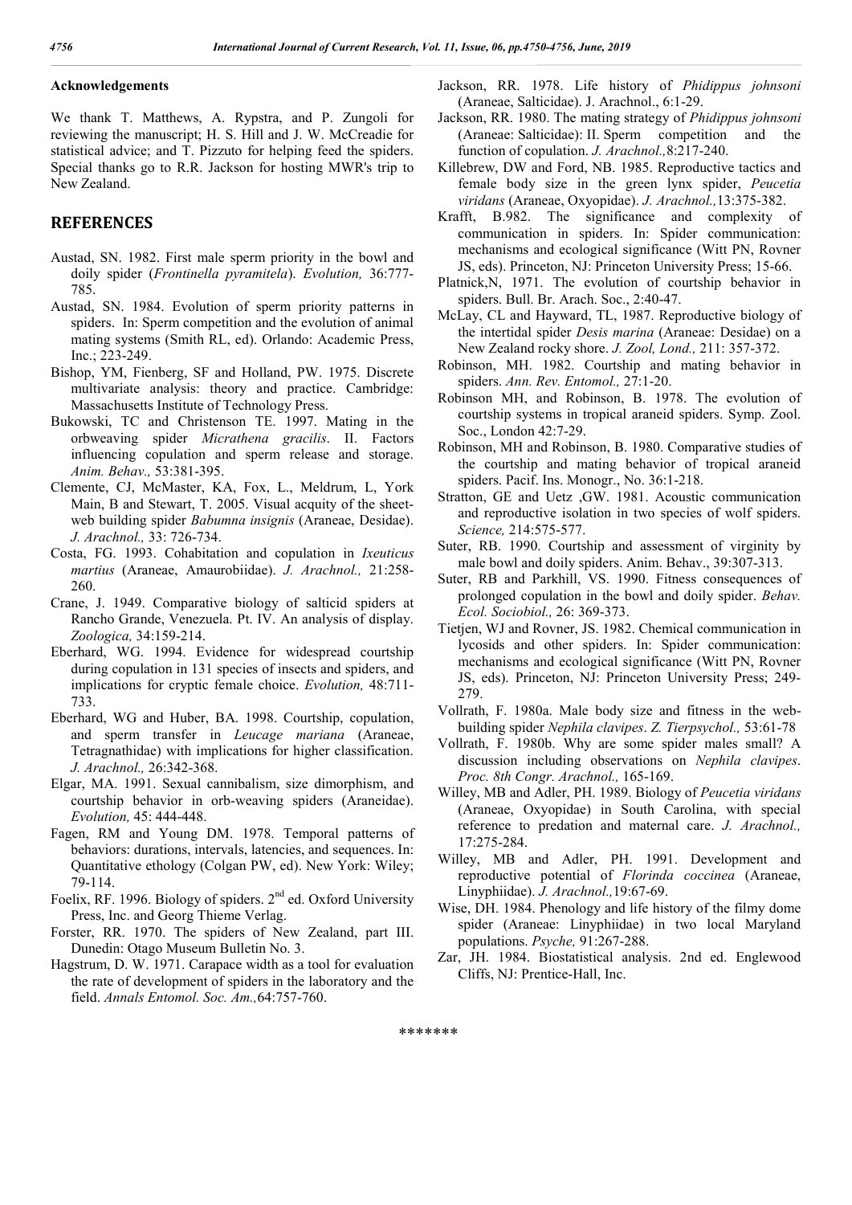## Acknowledgements

We thank T. Matthews, A. Rypstra, and P. Zungoli for reviewing the manuscript; H. S. Hill and J. W. McCreadie for statistical advice; and T. Pizzuto for helping feed the spiders. Special thanks go to R.R. Jackson for hosting MWR's trip to New Zealand.

## REFERENCES

Austad, SN. 1982. First male sperm priority in the bowl and doily spider (*Frontinella pyramitela*). *Evolution,* 36:777-785.

Austad, SN. 1984. Evolution of sperm priority patterns in spiders. In: Sperm competition and the evolution of animal mating systems (Smith RL, ed). Orlando: Academic Press, Inc.; 223-249.

Bishop, YM, Fienberg, SF and Holland, PW. 1975. Discrete multivariate analysis: theory and practice. Cambridge: Massachusetts Institute of Technology Press.

Bukowski, TC and Christenson TE. 1997. Mating in the orbweaving spider *Micrathena gracilis*. II. Factors influencing copulation and sperm release and storage. *Anim. Behav.,* 53:381-395.

Clemente, CJ, McMaster, KA, Fox, L., Meldrum, L, York Main, B and Stewart, T. 2005. Visual acquity of the sheet-web building spider *Babumna insignis* (Araneae, Desidae). *J. Arachnol.,* 33: 726-734.

Costa, FG. 1993. Cohabitation and copulation in *Ixeuticus martius* (Araneae, Amaurobiidae). *J. Arachnol.,* 21:258-260.

Crane, J. 1949. Comparative biology of salticid spiders at Rancho Grande, Venezuela. Pt. IV. An analysis of display. *Zoologica,* 34:159-214.

Eberhard, WG. 1994. Evidence for widespread courtship during copulation in 131 species of insects and spiders, and implications for cryptic female choice. *Evolution,* 48:711-733.

Eberhard, WG and Huber, BA. 1998. Courtship, copulation, and sperm transfer in *Leucage mariana* (Araneae, Tetragnathidae) with implications for higher classification. *J. Arachnol.,* 26:342-368.

Elgar, MA. 1991. Sexual cannibalism, size dimorphism, and courtship behavior in orb-weaving spiders (Araneidae). *Evolution,* 45: 444-448.

Fagen, RM and Young DM. 1978. Temporal patterns of behaviors: durations, intervals, latencies, and sequences. In: Quantitative ethology (Colgan PW, ed). New York: Wiley; 79-114.

Foelix, RF. 1996. Biology of spiders. 2nd ed. Oxford University Press, Inc. and Georg Thieme Verlag.

Forster, RR. 1970. The spiders of New Zealand, part III. Dunedin: Otago Museum Bulletin No. 3.

Hagstrum, D. W. 1971. Carapace width as a tool for evaluation the rate of development of spiders in the laboratory and the field. *Annals Entomol. Soc. Am.,*64:757-760.

Jackson, RR. 1978. Life history of *Phidippus johnsoni* (Araneae, Salticidae). J. Arachnol., 6:1-29.

Jackson, RR. 1980. The mating strategy of *Phidippus johnsoni* (Araneae: Salticidae): II. Sperm competition and the function of copulation. *J. Arachnol.,*8:217-240.

Killebrew, DW and Ford, NB. 1985. Reproductive tactics and female body size in the green lynx spider, *Peucetia viridans* (Araneae, Oxyopidae). *J. Arachnol.,*13:375-382.

Krafft, B.982. The significance and complexity of communication in spiders. In: Spider communication: mechanisms and ecological significance (Witt PN, Rovner JS, eds). Princeton, NJ: Princeton University Press; 15-66.

Platnick,N, 1971. The evolution of courtship behavior in spiders. Bull. Br. Arach. Soc., 2:40-47.

McLay, CL and Hayward, TL, 1987. Reproductive biology of the intertidal spider *Desis marina* (Araneae: Desidae) on a New Zealand rocky shore. *J. Zool, Lond.,* 211: 357-372.

Robinson, MH. 1982. Courtship and mating behavior in spiders. *Ann. Rev. Entomol.,* 27:1-20.

Robinson MH, and Robinson, B. 1978. The evolution of courtship systems in tropical araneid spiders. Symp. Zool. Soc., London 42:7-29.

Robinson, MH and Robinson, B. 1980. Comparative studies of the courtship and mating behavior of tropical araneid spiders. Pacif. Ins. Monogr., No. 36:1-218.

Stratton, GE and Uetz ,GW. 1981. Acoustic communication and reproductive isolation in two species of wolf spiders. *Science,* 214:575-577.

Suter, RB. 1990. Courtship and assessment of virginity by male bowl and doily spiders. Anim. Behav., 39:307-313.

Suter, RB and Parkhill, VS. 1990. Fitness consequences of prolonged copulation in the bowl and doily spider. *Behav. Ecol. Sociobiol.,* 26: 369-373.

Tietjen, WJ and Rovner, JS. 1982. Chemical communication in lycosids and other spiders. In: Spider communication: mechanisms and ecological significance (Witt PN, Rovner JS, eds). Princeton, NJ: Princeton University Press; 249-279.

Vollrath, F. 1980a. Male body size and fitness in the web-building spider *Nephila clavipes*. *Z. Tierpsychol.,* 53:61-78

Vollrath, F. 1980b. Why are some spider males small? A discussion including observations on *Nephila clavipes*. *Proc. 8th Congr. Arachnol.,* 165-169.

Willey, MB and Adler, PH. 1989. Biology of *Peucetia viridans* (Araneae, Oxyopidae) in South Carolina, with special reference to predation and maternal care. *J. Arachnol.,* 17:275-284.

Willey, MB and Adler, PH. 1991. Development and reproductive potential of *Florinda coccinea* (Araneae, Linyphiidae). *J. Arachnol.,*19:67-69.

Wise, DH. 1984. Phenology and life history of the filmy dome spider (Araneae: Linyphiidae) in two local Maryland populations. *Psyche,* 91:267-288.

Zar, JH. 1984. Biostatistical analysis. 2nd ed. Englewood Cliffs, NJ: Prentice-Hall, Inc.

*******